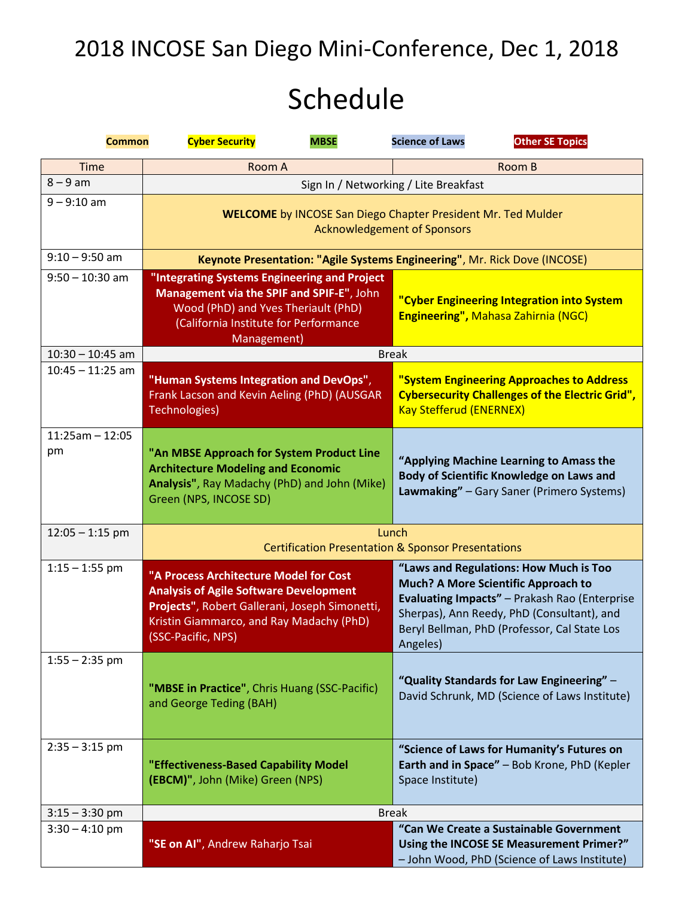# 2018 INCOSE San Diego Mini-Conference, Dec 1, 2018

# Schedule

Common | Cyber Security | MBSE | Science of Laws | Other SE Topics

| Time | Room A | Room B |
|---|---|---|
| 8 – 9 am | Sign In / Networking / Lite Breakfast | |
| 9 – 9:10 am | **WELCOME** by INCOSE San Diego Chapter President Mr. Ted Mulder Acknowledgement of Sponsors | |
| 9:10 – 9:50 am | **Keynote Presentation: "Agile Systems Engineering"**, Mr. Rick Dove (INCOSE) | |
| 9:50 – 10:30 am | **"Integrating Systems Engineering and Project Management via the SPIF and SPIF-E"**, John Wood (PhD) and Yves Theriault (PhD) (California Institute for Performance Management) | **"Cyber Engineering Integration into System Engineering",** Mahasa Zahirnia (NGC) |
| 10:30 – 10:45 am | Break | |
| 10:45 – 11:25 am | **"Human Systems Integration and DevOps"**, Frank Lacson and Kevin Aeling (PhD) (AUSGAR Technologies) | **"System Engineering Approaches to Address Cybersecurity Challenges of the Electric Grid",** Kay Stefferud (ENERNEX) |
| 11:25am – 12:05 pm | **"An MBSE Approach for System Product Line Architecture Modeling and Economic Analysis"**, Ray Madachy (PhD) and John (Mike) Green (NPS, INCOSE SD) | **"Applying Machine Learning to Amass the Body of Scientific Knowledge on Laws and Lawmaking"** – Gary Saner (Primero Systems) |
| 12:05 – 1:15 pm | Lunch<br>Certification Presentation & Sponsor Presentations | |
| 1:15 – 1:55 pm | **"A Process Architecture Model for Cost Analysis of Agile Software Development Projects"**, Robert Gallerani, Joseph Simonetti, Kristin Giammarco, and Ray Madachy (PhD) (SSC-Pacific, NPS) | **"Laws and Regulations: How Much is Too Much? A More Scientific Approach to Evaluating Impacts"** – Prakash Rao (Enterprise Sherpas), Ann Reedy, PhD (Consultant), and Beryl Bellman, PhD (Professor, Cal State Los Angeles) |
| 1:55 – 2:35 pm | **"MBSE in Practice"**, Chris Huang (SSC-Pacific) and George Teding (BAH) | **"Quality Standards for Law Engineering"** – David Schrunk, MD (Science of Laws Institute) |
| 2:35 – 3:15 pm | **"Effectiveness-Based Capability Model (EBCM)"**, John (Mike) Green (NPS) | **"Science of Laws for Humanity's Futures on Earth and in Space"** – Bob Krone, PhD (Kepler Space Institute) |
| 3:15 – 3:30 pm | Break | |
| 3:30 – 4:10 pm | **"SE on AI"**, Andrew Raharjo Tsai | **"Can We Create a Sustainable Government Using the INCOSE SE Measurement Primer?"** – John Wood, PhD (Science of Laws Institute) |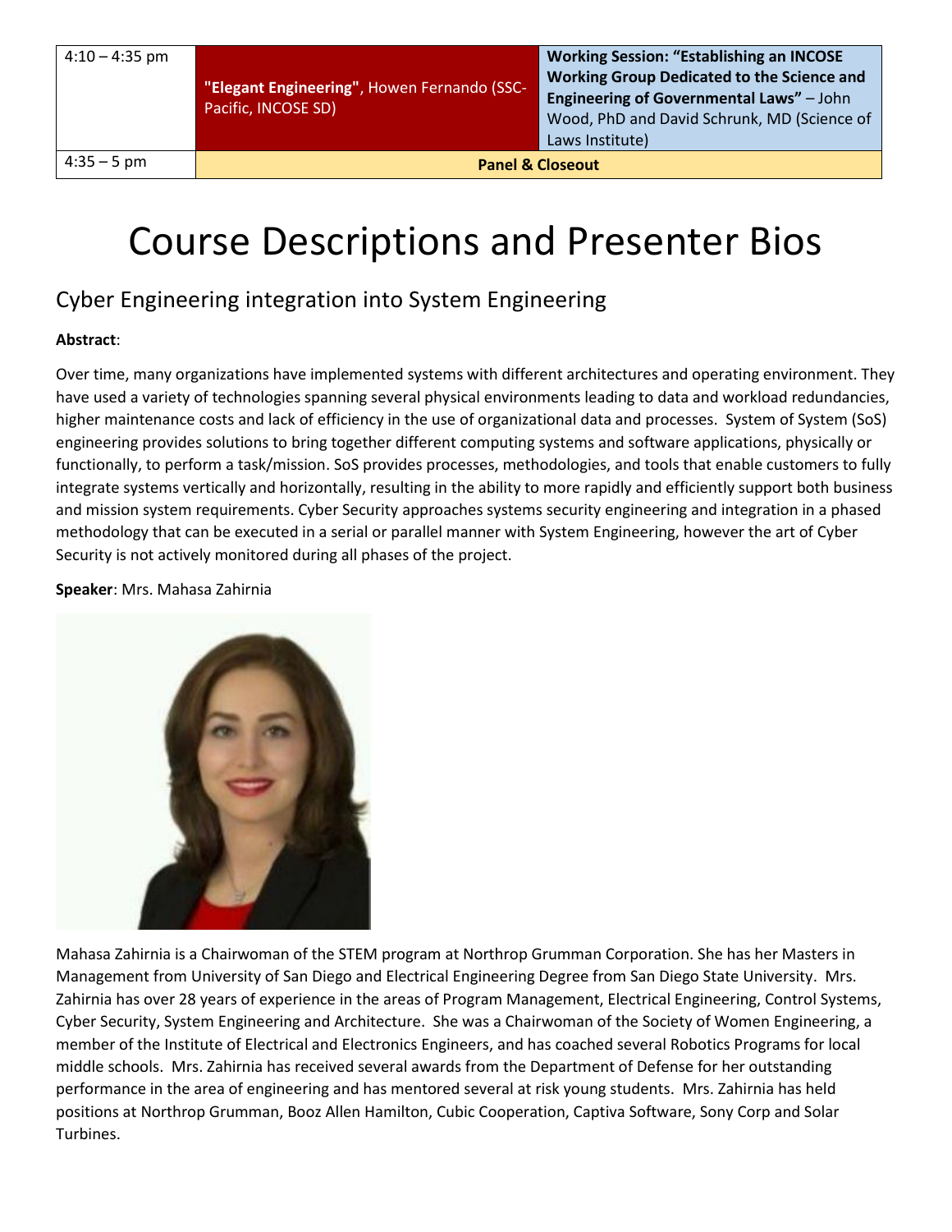| | | |
|---|---|---|
| 4:10 – 4:35 pm | **"Elegant Engineering"**, Howen Fernando (SSC-Pacific, INCOSE SD) | **Working Session: "Establishing an INCOSE Working Group Dedicated to the Science and Engineering of Governmental Laws"** – John Wood, PhD and David Schrunk, MD (Science of Laws Institute) |
| 4:35 – 5 pm | **Panel & Closeout** | |

# Course Descriptions and Presenter Bios

## Cyber Engineering integration into System Engineering

**Abstract**:

Over time, many organizations have implemented systems with different architectures and operating environment. They have used a variety of technologies spanning several physical environments leading to data and workload redundancies, higher maintenance costs and lack of efficiency in the use of organizational data and processes. System of System (SoS) engineering provides solutions to bring together different computing systems and software applications, physically or functionally, to perform a task/mission. SoS provides processes, methodologies, and tools that enable customers to fully integrate systems vertically and horizontally, resulting in the ability to more rapidly and efficiently support both business and mission system requirements. Cyber Security approaches systems security engineering and integration in a phased methodology that can be executed in a serial or parallel manner with System Engineering, however the art of Cyber Security is not actively monitored during all phases of the project.

**Speaker**: Mrs. Mahasa Zahirnia

Mahasa Zahirnia is a Chairwoman of the STEM program at Northrop Grumman Corporation. She has her Masters in Management from University of San Diego and Electrical Engineering Degree from San Diego State University. Mrs. Zahirnia has over 28 years of experience in the areas of Program Management, Electrical Engineering, Control Systems, Cyber Security, System Engineering and Architecture. She was a Chairwoman of the Society of Women Engineering, a member of the Institute of Electrical and Electronics Engineers, and has coached several Robotics Programs for local middle schools. Mrs. Zahirnia has received several awards from the Department of Defense for her outstanding performance in the area of engineering and has mentored several at risk young students. Mrs. Zahirnia has held positions at Northrop Grumman, Booz Allen Hamilton, Cubic Cooperation, Captiva Software, Sony Corp and Solar Turbines.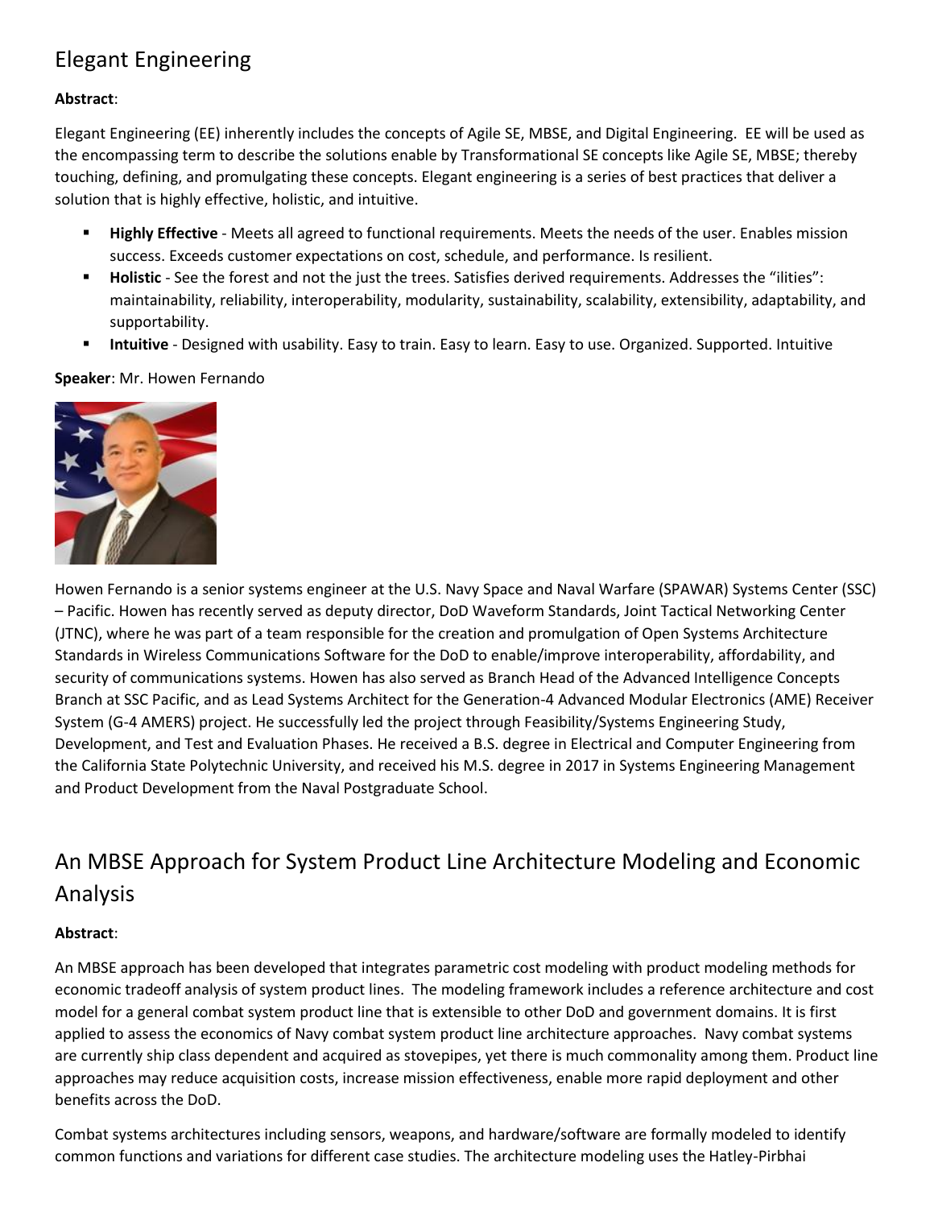## Elegant Engineering

**Abstract**:

Elegant Engineering (EE) inherently includes the concepts of Agile SE, MBSE, and Digital Engineering. EE will be used as the encompassing term to describe the solutions enable by Transformational SE concepts like Agile SE, MBSE; thereby touching, defining, and promulgating these concepts. Elegant engineering is a series of best practices that deliver a solution that is highly effective, holistic, and intuitive.

- **Highly Effective** - Meets all agreed to functional requirements. Meets the needs of the user. Enables mission success. Exceeds customer expectations on cost, schedule, and performance. Is resilient.
- **Holistic** - See the forest and not the just the trees. Satisfies derived requirements. Addresses the "ilities": maintainability, reliability, interoperability, modularity, sustainability, scalability, extensibility, adaptability, and supportability.
- **Intuitive** - Designed with usability. Easy to train. Easy to learn. Easy to use. Organized. Supported. Intuitive

**Speaker**: Mr. Howen Fernando

Howen Fernando is a senior systems engineer at the U.S. Navy Space and Naval Warfare (SPAWAR) Systems Center (SSC) – Pacific. Howen has recently served as deputy director, DoD Waveform Standards, Joint Tactical Networking Center (JTNC), where he was part of a team responsible for the creation and promulgation of Open Systems Architecture Standards in Wireless Communications Software for the DoD to enable/improve interoperability, affordability, and security of communications systems. Howen has also served as Branch Head of the Advanced Intelligence Concepts Branch at SSC Pacific, and as Lead Systems Architect for the Generation-4 Advanced Modular Electronics (AME) Receiver System (G-4 AMERS) project. He successfully led the project through Feasibility/Systems Engineering Study, Development, and Test and Evaluation Phases. He received a B.S. degree in Electrical and Computer Engineering from the California State Polytechnic University, and received his M.S. degree in 2017 in Systems Engineering Management and Product Development from the Naval Postgraduate School.

## An MBSE Approach for System Product Line Architecture Modeling and Economic Analysis

**Abstract**:

An MBSE approach has been developed that integrates parametric cost modeling with product modeling methods for economic tradeoff analysis of system product lines. The modeling framework includes a reference architecture and cost model for a general combat system product line that is extensible to other DoD and government domains. It is first applied to assess the economics of Navy combat system product line architecture approaches. Navy combat systems are currently ship class dependent and acquired as stovepipes, yet there is much commonality among them. Product line approaches may reduce acquisition costs, increase mission effectiveness, enable more rapid deployment and other benefits across the DoD.

Combat systems architectures including sensors, weapons, and hardware/software are formally modeled to identify common functions and variations for different case studies. The architecture modeling uses the Hatley-Pirbhai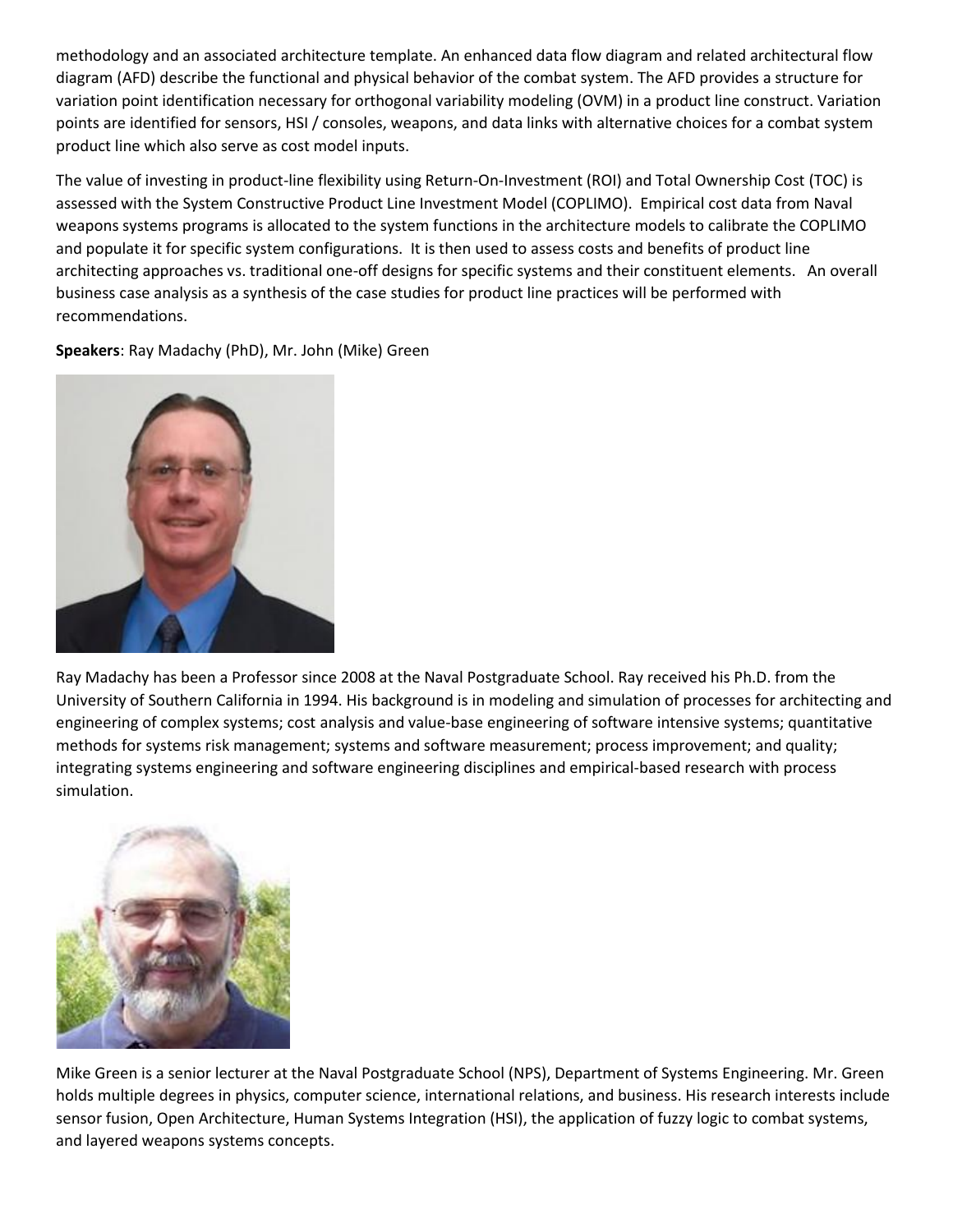methodology and an associated architecture template. An enhanced data flow diagram and related architectural flow diagram (AFD) describe the functional and physical behavior of the combat system. The AFD provides a structure for variation point identification necessary for orthogonal variability modeling (OVM) in a product line construct. Variation points are identified for sensors, HSI / consoles, weapons, and data links with alternative choices for a combat system product line which also serve as cost model inputs.

The value of investing in product-line flexibility using Return-On-Investment (ROI) and Total Ownership Cost (TOC) is assessed with the System Constructive Product Line Investment Model (COPLIMO). Empirical cost data from Naval weapons systems programs is allocated to the system functions in the architecture models to calibrate the COPLIMO and populate it for specific system configurations. It is then used to assess costs and benefits of product line architecting approaches vs. traditional one-off designs for specific systems and their constituent elements. An overall business case analysis as a synthesis of the case studies for product line practices will be performed with recommendations.

**Speakers**: Ray Madachy (PhD), Mr. John (Mike) Green

Ray Madachy has been a Professor since 2008 at the Naval Postgraduate School. Ray received his Ph.D. from the University of Southern California in 1994. His background is in modeling and simulation of processes for architecting and engineering of complex systems; cost analysis and value-base engineering of software intensive systems; quantitative methods for systems risk management; systems and software measurement; process improvement; and quality; integrating systems engineering and software engineering disciplines and empirical-based research with process simulation.

Mike Green is a senior lecturer at the Naval Postgraduate School (NPS), Department of Systems Engineering. Mr. Green holds multiple degrees in physics, computer science, international relations, and business. His research interests include sensor fusion, Open Architecture, Human Systems Integration (HSI), the application of fuzzy logic to combat systems, and layered weapons systems concepts.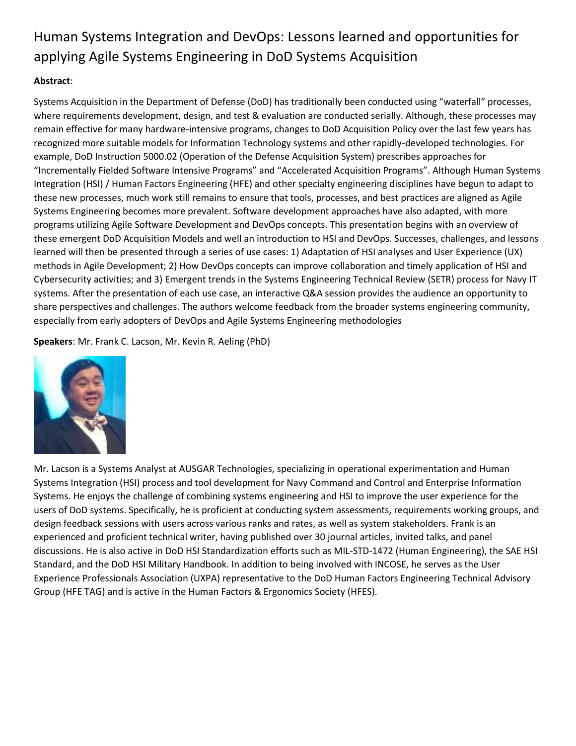# Human Systems Integration and DevOps: Lessons learned and opportunities for applying Agile Systems Engineering in DoD Systems Acquisition

**Abstract**:

Systems Acquisition in the Department of Defense (DoD) has traditionally been conducted using "waterfall" processes, where requirements development, design, and test & evaluation are conducted serially. Although, these processes may remain effective for many hardware-intensive programs, changes to DoD Acquisition Policy over the last few years has recognized more suitable models for Information Technology systems and other rapidly-developed technologies. For example, DoD Instruction 5000.02 (Operation of the Defense Acquisition System) prescribes approaches for "Incrementally Fielded Software Intensive Programs" and "Accelerated Acquisition Programs". Although Human Systems Integration (HSI) / Human Factors Engineering (HFE) and other specialty engineering disciplines have begun to adapt to these new processes, much work still remains to ensure that tools, processes, and best practices are aligned as Agile Systems Engineering becomes more prevalent. Software development approaches have also adapted, with more programs utilizing Agile Software Development and DevOps concepts. This presentation begins with an overview of these emergent DoD Acquisition Models and well an introduction to HSI and DevOps. Successes, challenges, and lessons learned will then be presented through a series of use cases: 1) Adaptation of HSI analyses and User Experience (UX) methods in Agile Development; 2) How DevOps concepts can improve collaboration and timely application of HSI and Cybersecurity activities; and 3) Emergent trends in the Systems Engineering Technical Review (SETR) process for Navy IT systems. After the presentation of each use case, an interactive Q&A session provides the audience an opportunity to share perspectives and challenges. The authors welcome feedback from the broader systems engineering community, especially from early adopters of DevOps and Agile Systems Engineering methodologies

**Speakers**: Mr. Frank C. Lacson, Mr. Kevin R. Aeling (PhD)

Mr. Lacson is a Systems Analyst at AUSGAR Technologies, specializing in operational experimentation and Human Systems Integration (HSI) process and tool development for Navy Command and Control and Enterprise Information Systems. He enjoys the challenge of combining systems engineering and HSI to improve the user experience for the users of DoD systems. Specifically, he is proficient at conducting system assessments, requirements working groups, and design feedback sessions with users across various ranks and rates, as well as system stakeholders. Frank is an experienced and proficient technical writer, having published over 30 journal articles, invited talks, and panel discussions. He is also active in DoD HSI Standardization efforts such as MIL-STD-1472 (Human Engineering), the SAE HSI Standard, and the DoD HSI Military Handbook. In addition to being involved with INCOSE, he serves as the User Experience Professionals Association (UXPA) representative to the DoD Human Factors Engineering Technical Advisory Group (HFE TAG) and is active in the Human Factors & Ergonomics Society (HFES).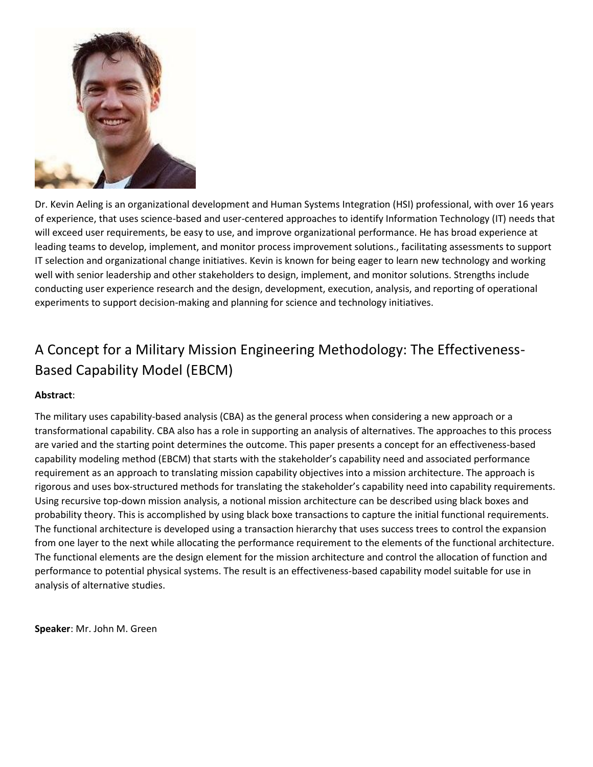Dr. Kevin Aeling is an organizational development and Human Systems Integration (HSI) professional, with over 16 years of experience, that uses science-based and user-centered approaches to identify Information Technology (IT) needs that will exceed user requirements, be easy to use, and improve organizational performance. He has broad experience at leading teams to develop, implement, and monitor process improvement solutions., facilitating assessments to support IT selection and organizational change initiatives. Kevin is known for being eager to learn new technology and working well with senior leadership and other stakeholders to design, implement, and monitor solutions. Strengths include conducting user experience research and the design, development, execution, analysis, and reporting of operational experiments to support decision-making and planning for science and technology initiatives.

## A Concept for a Military Mission Engineering Methodology: The Effectiveness-Based Capability Model (EBCM)

**Abstract**:

The military uses capability-based analysis (CBA) as the general process when considering a new approach or a transformational capability. CBA also has a role in supporting an analysis of alternatives. The approaches to this process are varied and the starting point determines the outcome. This paper presents a concept for an effectiveness-based capability modeling method (EBCM) that starts with the stakeholder's capability need and associated performance requirement as an approach to translating mission capability objectives into a mission architecture. The approach is rigorous and uses box-structured methods for translating the stakeholder's capability need into capability requirements. Using recursive top-down mission analysis, a notional mission architecture can be described using black boxes and probability theory. This is accomplished by using black boxe transactions to capture the initial functional requirements. The functional architecture is developed using a transaction hierarchy that uses success trees to control the expansion from one layer to the next while allocating the performance requirement to the elements of the functional architecture. The functional elements are the design element for the mission architecture and control the allocation of function and performance to potential physical systems. The result is an effectiveness-based capability model suitable for use in analysis of alternative studies.

**Speaker**: Mr. John M. Green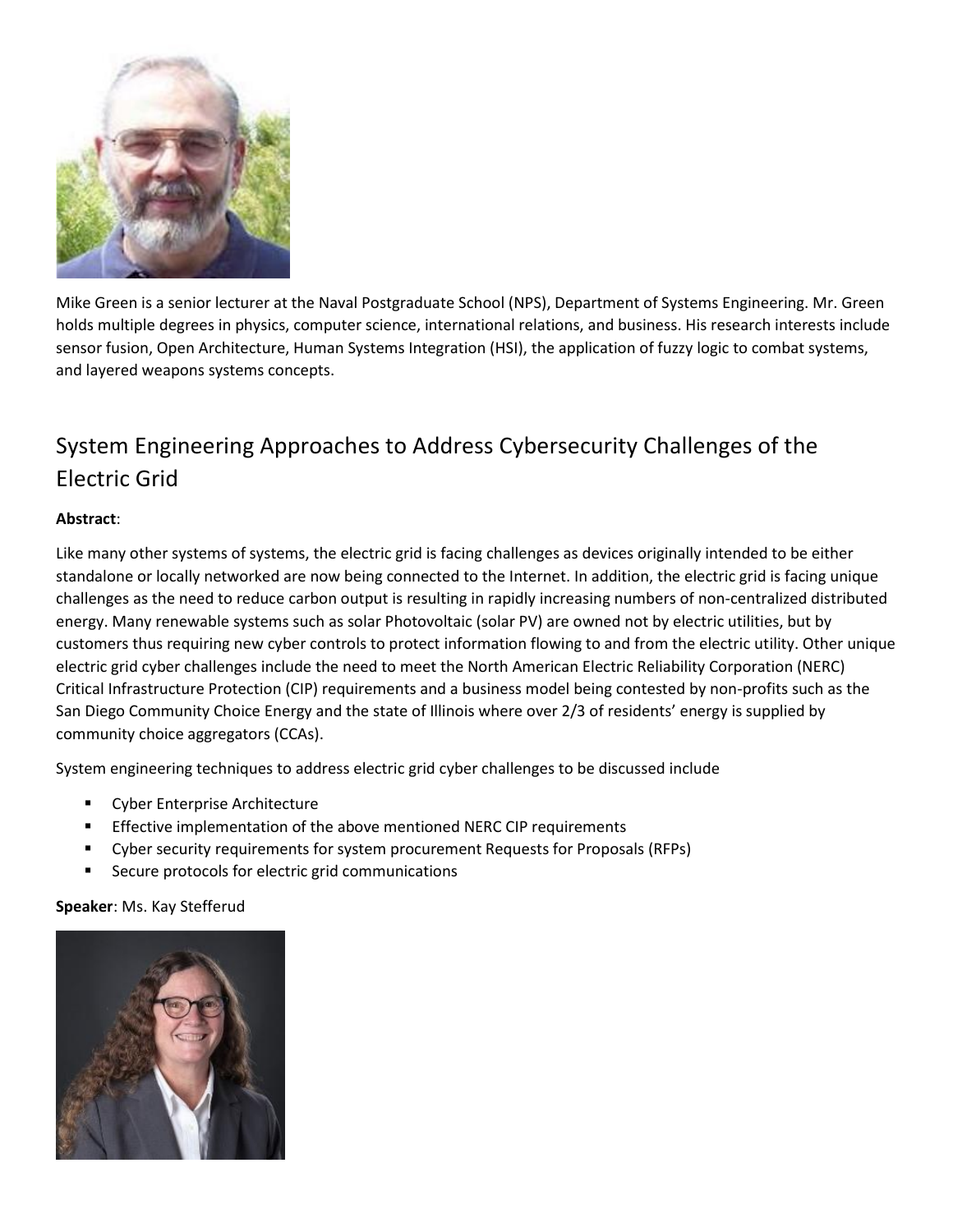Mike Green is a senior lecturer at the Naval Postgraduate School (NPS), Department of Systems Engineering. Mr. Green holds multiple degrees in physics, computer science, international relations, and business. His research interests include sensor fusion, Open Architecture, Human Systems Integration (HSI), the application of fuzzy logic to combat systems, and layered weapons systems concepts.

## System Engineering Approaches to Address Cybersecurity Challenges of the Electric Grid

**Abstract**:

Like many other systems of systems, the electric grid is facing challenges as devices originally intended to be either standalone or locally networked are now being connected to the Internet. In addition, the electric grid is facing unique challenges as the need to reduce carbon output is resulting in rapidly increasing numbers of non-centralized distributed energy. Many renewable systems such as solar Photovoltaic (solar PV) are owned not by electric utilities, but by customers thus requiring new cyber controls to protect information flowing to and from the electric utility. Other unique electric grid cyber challenges include the need to meet the North American Electric Reliability Corporation (NERC) Critical Infrastructure Protection (CIP) requirements and a business model being contested by non-profits such as the San Diego Community Choice Energy and the state of Illinois where over 2/3 of residents' energy is supplied by community choice aggregators (CCAs).

System engineering techniques to address electric grid cyber challenges to be discussed include

- Cyber Enterprise Architecture
- Effective implementation of the above mentioned NERC CIP requirements
- Cyber security requirements for system procurement Requests for Proposals (RFPs)
- Secure protocols for electric grid communications

**Speaker**: Ms. Kay Stefferud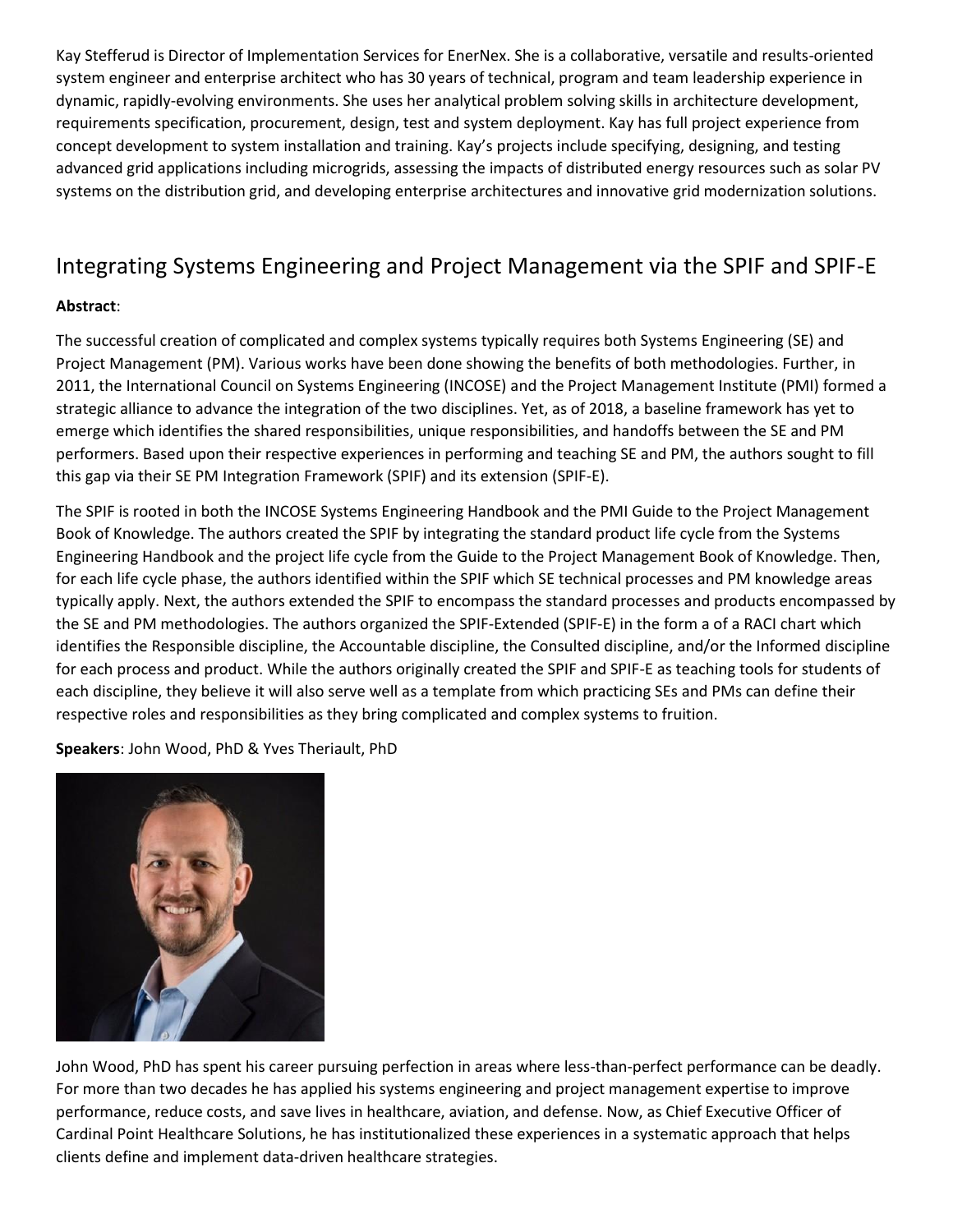Kay Stefferud is Director of Implementation Services for EnerNex. She is a collaborative, versatile and results-oriented system engineer and enterprise architect who has 30 years of technical, program and team leadership experience in dynamic, rapidly-evolving environments. She uses her analytical problem solving skills in architecture development, requirements specification, procurement, design, test and system deployment. Kay has full project experience from concept development to system installation and training. Kay's projects include specifying, designing, and testing advanced grid applications including microgrids, assessing the impacts of distributed energy resources such as solar PV systems on the distribution grid, and developing enterprise architectures and innovative grid modernization solutions.

## Integrating Systems Engineering and Project Management via the SPIF and SPIF-E

**Abstract**:

The successful creation of complicated and complex systems typically requires both Systems Engineering (SE) and Project Management (PM). Various works have been done showing the benefits of both methodologies. Further, in 2011, the International Council on Systems Engineering (INCOSE) and the Project Management Institute (PMI) formed a strategic alliance to advance the integration of the two disciplines. Yet, as of 2018, a baseline framework has yet to emerge which identifies the shared responsibilities, unique responsibilities, and handoffs between the SE and PM performers. Based upon their respective experiences in performing and teaching SE and PM, the authors sought to fill this gap via their SE PM Integration Framework (SPIF) and its extension (SPIF-E).

The SPIF is rooted in both the INCOSE Systems Engineering Handbook and the PMI Guide to the Project Management Book of Knowledge. The authors created the SPIF by integrating the standard product life cycle from the Systems Engineering Handbook and the project life cycle from the Guide to the Project Management Book of Knowledge. Then, for each life cycle phase, the authors identified within the SPIF which SE technical processes and PM knowledge areas typically apply. Next, the authors extended the SPIF to encompass the standard processes and products encompassed by the SE and PM methodologies. The authors organized the SPIF-Extended (SPIF-E) in the form a of a RACI chart which identifies the Responsible discipline, the Accountable discipline, the Consulted discipline, and/or the Informed discipline for each process and product. While the authors originally created the SPIF and SPIF-E as teaching tools for students of each discipline, they believe it will also serve well as a template from which practicing SEs and PMs can define their respective roles and responsibilities as they bring complicated and complex systems to fruition.

**Speakers**: John Wood, PhD & Yves Theriault, PhD

John Wood, PhD has spent his career pursuing perfection in areas where less-than-perfect performance can be deadly. For more than two decades he has applied his systems engineering and project management expertise to improve performance, reduce costs, and save lives in healthcare, aviation, and defense. Now, as Chief Executive Officer of Cardinal Point Healthcare Solutions, he has institutionalized these experiences in a systematic approach that helps clients define and implement data-driven healthcare strategies.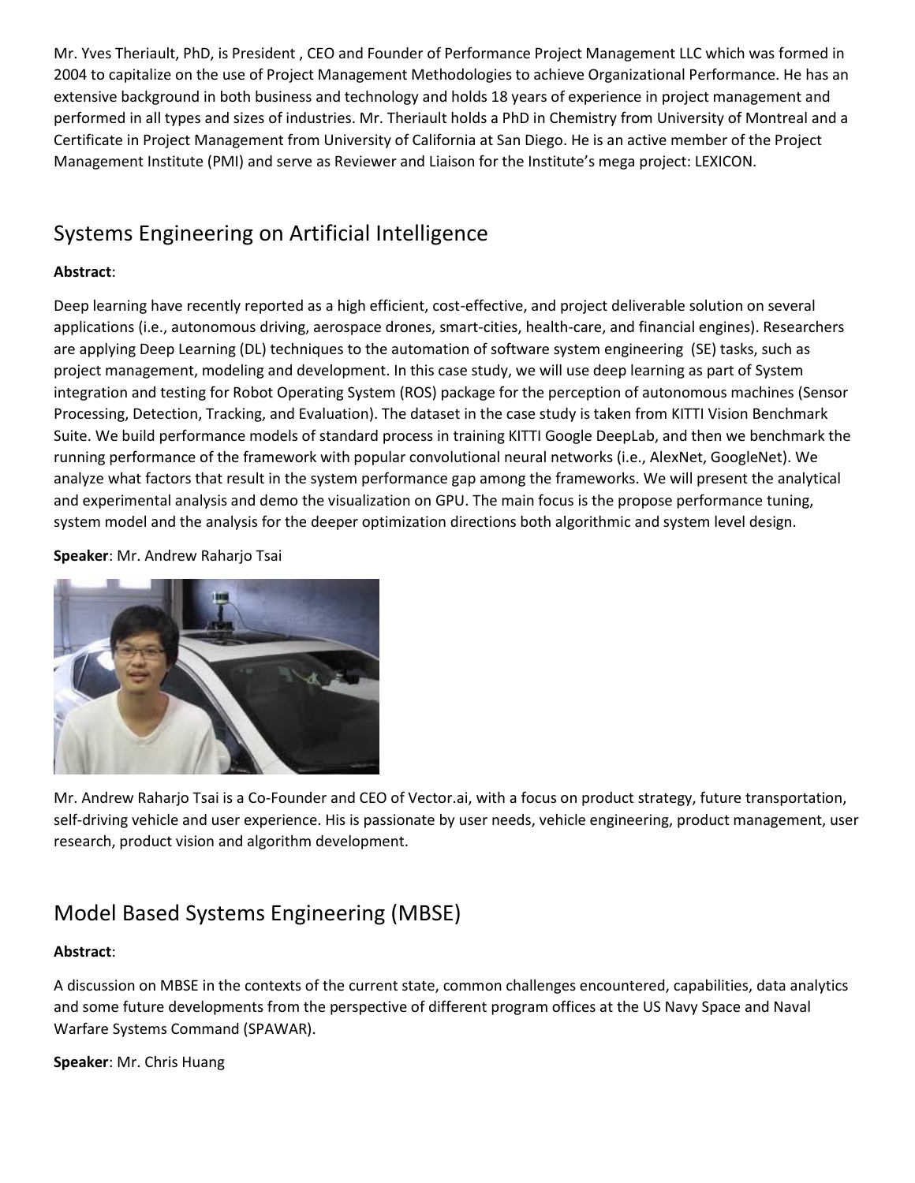Mr. Yves Theriault, PhD, is President , CEO and Founder of Performance Project Management LLC which was formed in 2004 to capitalize on the use of Project Management Methodologies to achieve Organizational Performance. He has an extensive background in both business and technology and holds 18 years of experience in project management and performed in all types and sizes of industries. Mr. Theriault holds a PhD in Chemistry from University of Montreal and a Certificate in Project Management from University of California at San Diego. He is an active member of the Project Management Institute (PMI) and serve as Reviewer and Liaison for the Institute's mega project: LEXICON.

## Systems Engineering on Artificial Intelligence

**Abstract**:

Deep learning have recently reported as a high efficient, cost-effective, and project deliverable solution on several applications (i.e., autonomous driving, aerospace drones, smart-cities, health-care, and financial engines). Researchers are applying Deep Learning (DL) techniques to the automation of software system engineering (SE) tasks, such as project management, modeling and development. In this case study, we will use deep learning as part of System integration and testing for Robot Operating System (ROS) package for the perception of autonomous machines (Sensor Processing, Detection, Tracking, and Evaluation). The dataset in the case study is taken from KITTI Vision Benchmark Suite. We build performance models of standard process in training KITTI Google DeepLab, and then we benchmark the running performance of the framework with popular convolutional neural networks (i.e., AlexNet, GoogleNet). We analyze what factors that result in the system performance gap among the frameworks. We will present the analytical and experimental analysis and demo the visualization on GPU. The main focus is the propose performance tuning, system model and the analysis for the deeper optimization directions both algorithmic and system level design.

**Speaker**: Mr. Andrew Raharjo Tsai

Mr. Andrew Raharjo Tsai is a Co-Founder and CEO of Vector.ai, with a focus on product strategy, future transportation, self-driving vehicle and user experience. His is passionate by user needs, vehicle engineering, product management, user research, product vision and algorithm development.

## Model Based Systems Engineering (MBSE)

**Abstract**:

A discussion on MBSE in the contexts of the current state, common challenges encountered, capabilities, data analytics and some future developments from the perspective of different program offices at the US Navy Space and Naval Warfare Systems Command (SPAWAR).

**Speaker**: Mr. Chris Huang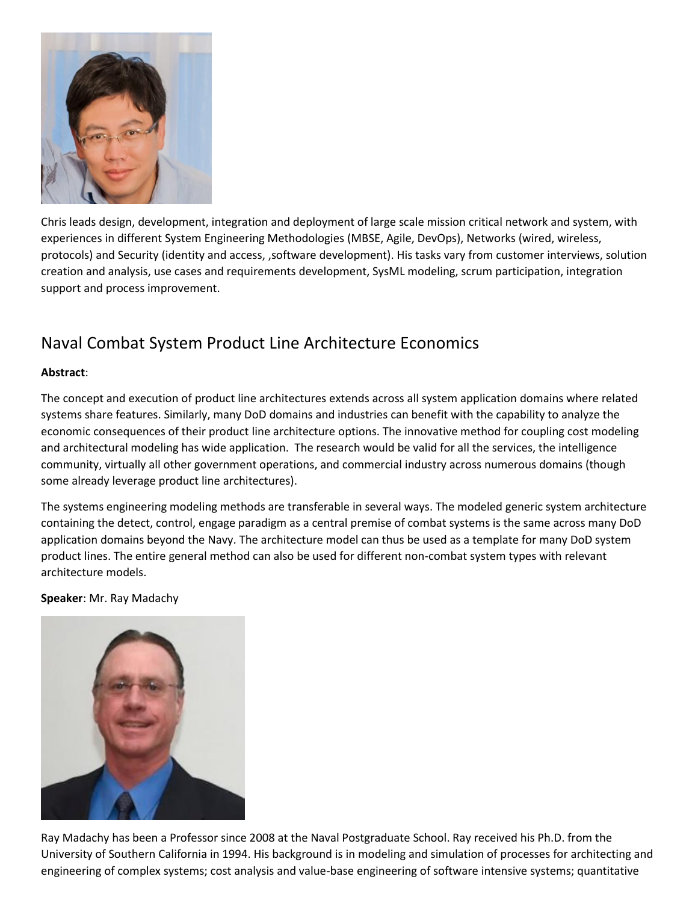Chris leads design, development, integration and deployment of large scale mission critical network and system, with experiences in different System Engineering Methodologies (MBSE, Agile, DevOps), Networks (wired, wireless, protocols) and Security (identity and access, ,software development). His tasks vary from customer interviews, solution creation and analysis, use cases and requirements development, SysML modeling, scrum participation, integration support and process improvement.

## Naval Combat System Product Line Architecture Economics

**Abstract**:

The concept and execution of product line architectures extends across all system application domains where related systems share features. Similarly, many DoD domains and industries can benefit with the capability to analyze the economic consequences of their product line architecture options. The innovative method for coupling cost modeling and architectural modeling has wide application. The research would be valid for all the services, the intelligence community, virtually all other government operations, and commercial industry across numerous domains (though some already leverage product line architectures).

The systems engineering modeling methods are transferable in several ways. The modeled generic system architecture containing the detect, control, engage paradigm as a central premise of combat systems is the same across many DoD application domains beyond the Navy. The architecture model can thus be used as a template for many DoD system product lines. The entire general method can also be used for different non-combat system types with relevant architecture models.

**Speaker**: Mr. Ray Madachy

Ray Madachy has been a Professor since 2008 at the Naval Postgraduate School. Ray received his Ph.D. from the University of Southern California in 1994. His background is in modeling and simulation of processes for architecting and engineering of complex systems; cost analysis and value-base engineering of software intensive systems; quantitative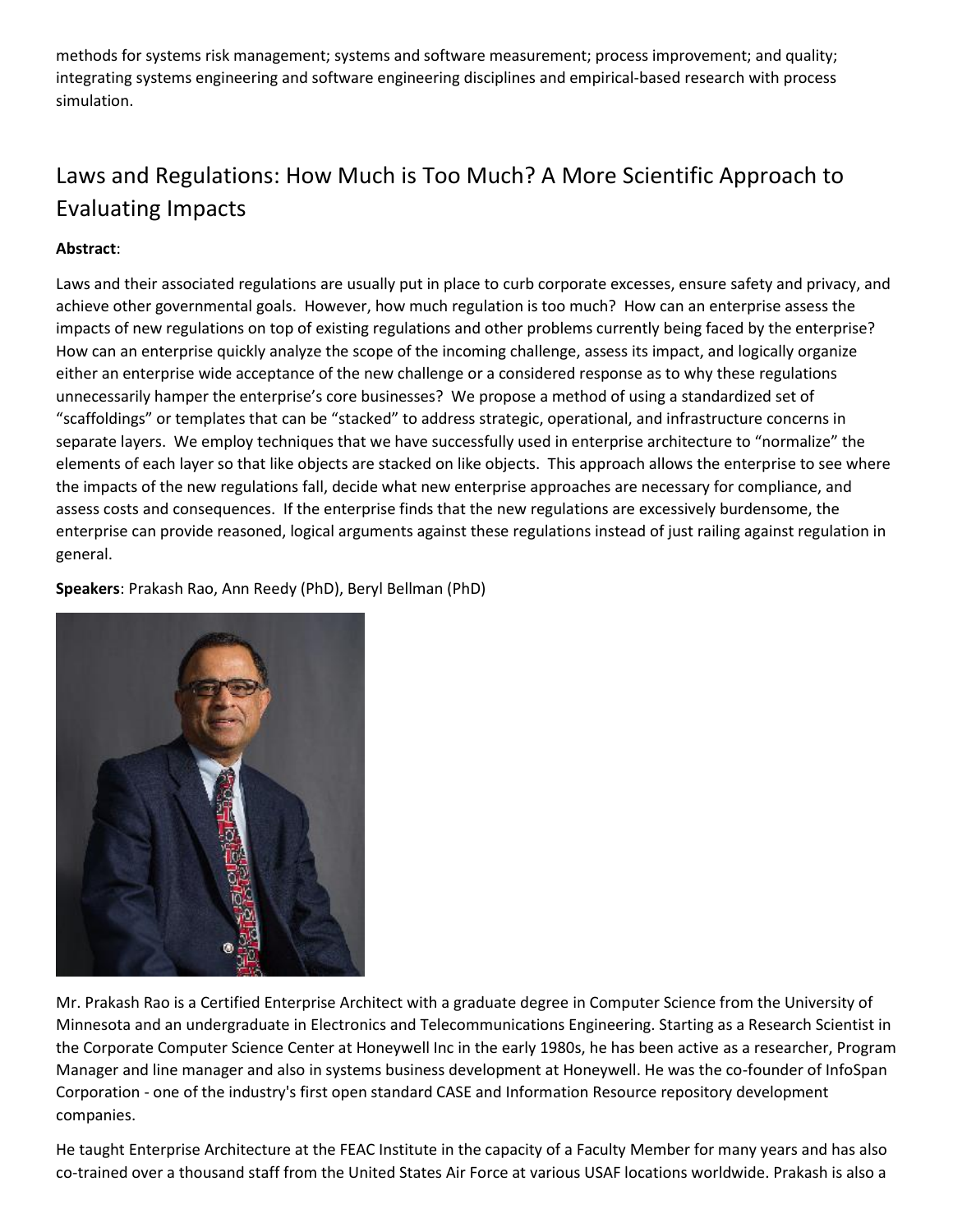methods for systems risk management; systems and software measurement; process improvement; and quality; integrating systems engineering and software engineering disciplines and empirical-based research with process simulation.

## Laws and Regulations: How Much is Too Much? A More Scientific Approach to Evaluating Impacts

**Abstract**:

Laws and their associated regulations are usually put in place to curb corporate excesses, ensure safety and privacy, and achieve other governmental goals. However, how much regulation is too much? How can an enterprise assess the impacts of new regulations on top of existing regulations and other problems currently being faced by the enterprise? How can an enterprise quickly analyze the scope of the incoming challenge, assess its impact, and logically organize either an enterprise wide acceptance of the new challenge or a considered response as to why these regulations unnecessarily hamper the enterprise's core businesses? We propose a method of using a standardized set of "scaffoldings" or templates that can be "stacked" to address strategic, operational, and infrastructure concerns in separate layers. We employ techniques that we have successfully used in enterprise architecture to "normalize" the elements of each layer so that like objects are stacked on like objects. This approach allows the enterprise to see where the impacts of the new regulations fall, decide what new enterprise approaches are necessary for compliance, and assess costs and consequences. If the enterprise finds that the new regulations are excessively burdensome, the enterprise can provide reasoned, logical arguments against these regulations instead of just railing against regulation in general.

**Speakers**: Prakash Rao, Ann Reedy (PhD), Beryl Bellman (PhD)

Mr. Prakash Rao is a Certified Enterprise Architect with a graduate degree in Computer Science from the University of Minnesota and an undergraduate in Electronics and Telecommunications Engineering. Starting as a Research Scientist in the Corporate Computer Science Center at Honeywell Inc in the early 1980s, he has been active as a researcher, Program Manager and line manager and also in systems business development at Honeywell. He was the co-founder of InfoSpan Corporation - one of the industry's first open standard CASE and Information Resource repository development companies.

He taught Enterprise Architecture at the FEAC Institute in the capacity of a Faculty Member for many years and has also co-trained over a thousand staff from the United States Air Force at various USAF locations worldwide. Prakash is also a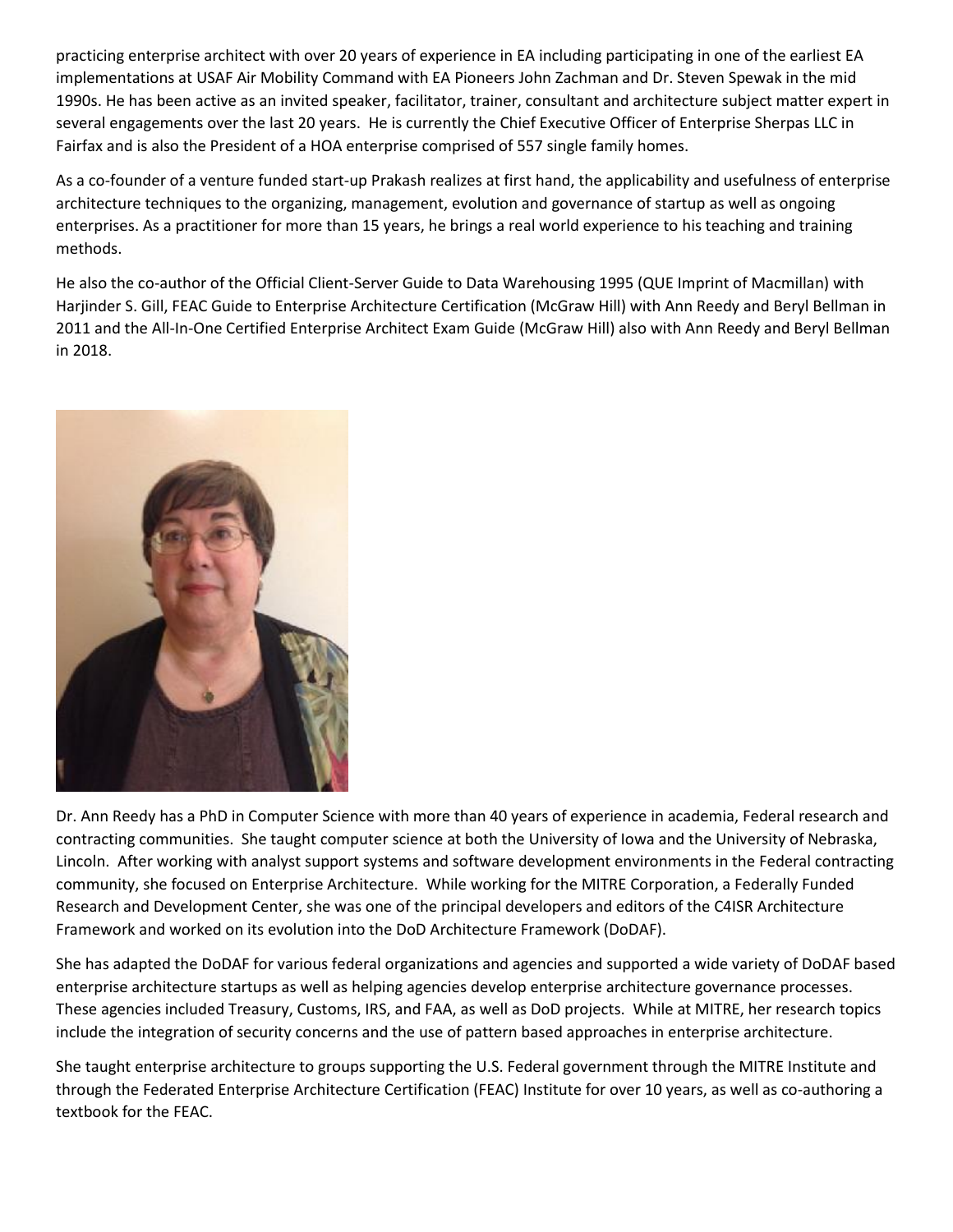practicing enterprise architect with over 20 years of experience in EA including participating in one of the earliest EA implementations at USAF Air Mobility Command with EA Pioneers John Zachman and Dr. Steven Spewak in the mid 1990s. He has been active as an invited speaker, facilitator, trainer, consultant and architecture subject matter expert in several engagements over the last 20 years. He is currently the Chief Executive Officer of Enterprise Sherpas LLC in Fairfax and is also the President of a HOA enterprise comprised of 557 single family homes.

As a co-founder of a venture funded start-up Prakash realizes at first hand, the applicability and usefulness of enterprise architecture techniques to the organizing, management, evolution and governance of startup as well as ongoing enterprises. As a practitioner for more than 15 years, he brings a real world experience to his teaching and training methods.

He also the co-author of the Official Client-Server Guide to Data Warehousing 1995 (QUE Imprint of Macmillan) with Harjinder S. Gill, FEAC Guide to Enterprise Architecture Certification (McGraw Hill) with Ann Reedy and Beryl Bellman in 2011 and the All-In-One Certified Enterprise Architect Exam Guide (McGraw Hill) also with Ann Reedy and Beryl Bellman in 2018.

Dr. Ann Reedy has a PhD in Computer Science with more than 40 years of experience in academia, Federal research and contracting communities. She taught computer science at both the University of Iowa and the University of Nebraska, Lincoln. After working with analyst support systems and software development environments in the Federal contracting community, she focused on Enterprise Architecture. While working for the MITRE Corporation, a Federally Funded Research and Development Center, she was one of the principal developers and editors of the C4ISR Architecture Framework and worked on its evolution into the DoD Architecture Framework (DoDAF).

She has adapted the DoDAF for various federal organizations and agencies and supported a wide variety of DoDAF based enterprise architecture startups as well as helping agencies develop enterprise architecture governance processes. These agencies included Treasury, Customs, IRS, and FAA, as well as DoD projects. While at MITRE, her research topics include the integration of security concerns and the use of pattern based approaches in enterprise architecture.

She taught enterprise architecture to groups supporting the U.S. Federal government through the MITRE Institute and through the Federated Enterprise Architecture Certification (FEAC) Institute for over 10 years, as well as co-authoring a textbook for the FEAC.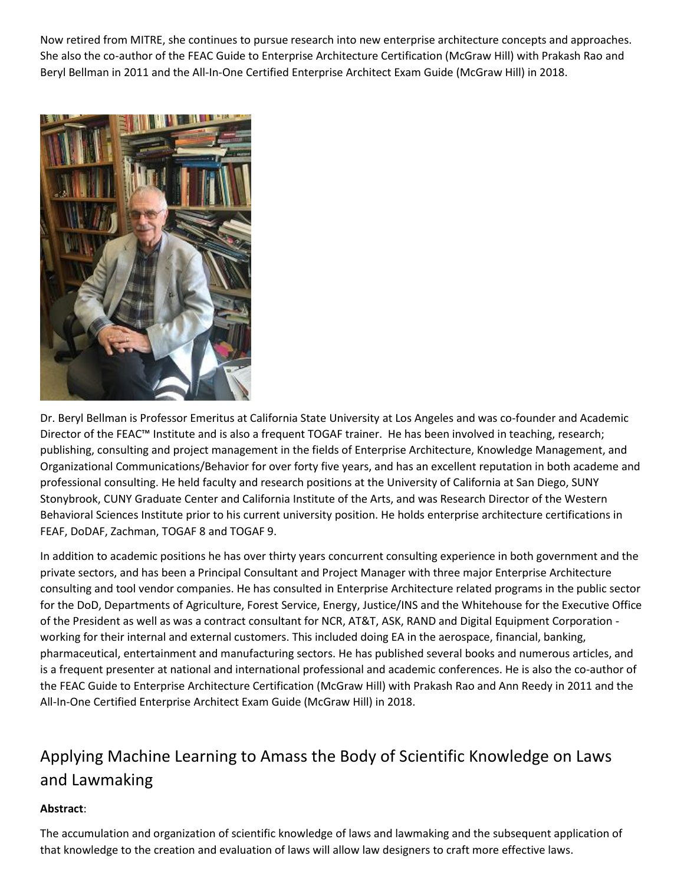Now retired from MITRE, she continues to pursue research into new enterprise architecture concepts and approaches. She also the co-author of the FEAC Guide to Enterprise Architecture Certification (McGraw Hill) with Prakash Rao and Beryl Bellman in 2011 and the All-In-One Certified Enterprise Architect Exam Guide (McGraw Hill) in 2018.

Dr. Beryl Bellman is Professor Emeritus at California State University at Los Angeles and was co-founder and Academic Director of the FEAC™ Institute and is also a frequent TOGAF trainer. He has been involved in teaching, research; publishing, consulting and project management in the fields of Enterprise Architecture, Knowledge Management, and Organizational Communications/Behavior for over forty five years, and has an excellent reputation in both academe and professional consulting. He held faculty and research positions at the University of California at San Diego, SUNY Stonybrook, CUNY Graduate Center and California Institute of the Arts, and was Research Director of the Western Behavioral Sciences Institute prior to his current university position. He holds enterprise architecture certifications in FEAF, DoDAF, Zachman, TOGAF 8 and TOGAF 9.

In addition to academic positions he has over thirty years concurrent consulting experience in both government and the private sectors, and has been a Principal Consultant and Project Manager with three major Enterprise Architecture consulting and tool vendor companies. He has consulted in Enterprise Architecture related programs in the public sector for the DoD, Departments of Agriculture, Forest Service, Energy, Justice/INS and the Whitehouse for the Executive Office of the President as well as was a contract consultant for NCR, AT&T, ASK, RAND and Digital Equipment Corporation - working for their internal and external customers. This included doing EA in the aerospace, financial, banking, pharmaceutical, entertainment and manufacturing sectors. He has published several books and numerous articles, and is a frequent presenter at national and international professional and academic conferences. He is also the co-author of the FEAC Guide to Enterprise Architecture Certification (McGraw Hill) with Prakash Rao and Ann Reedy in 2011 and the All-In-One Certified Enterprise Architect Exam Guide (McGraw Hill) in 2018.

## Applying Machine Learning to Amass the Body of Scientific Knowledge on Laws and Lawmaking

**Abstract**:

The accumulation and organization of scientific knowledge of laws and lawmaking and the subsequent application of that knowledge to the creation and evaluation of laws will allow law designers to craft more effective laws.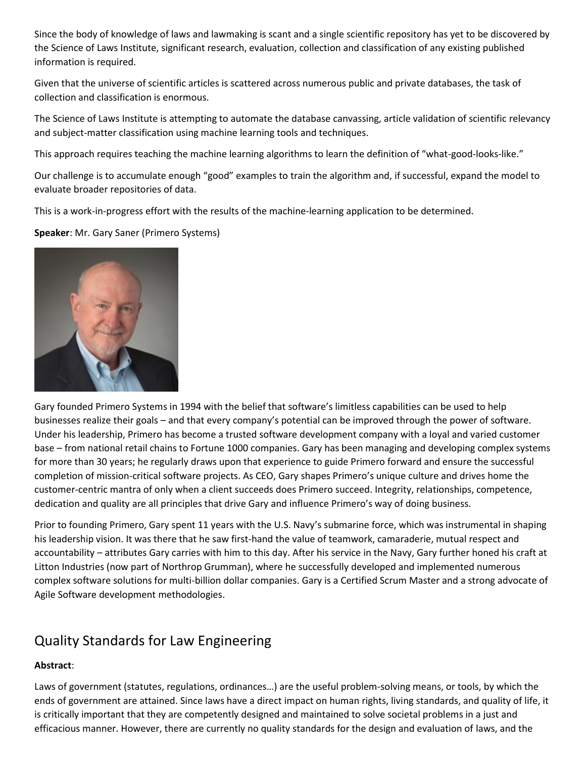Since the body of knowledge of laws and lawmaking is scant and a single scientific repository has yet to be discovered by the Science of Laws Institute, significant research, evaluation, collection and classification of any existing published information is required.

Given that the universe of scientific articles is scattered across numerous public and private databases, the task of collection and classification is enormous.

The Science of Laws Institute is attempting to automate the database canvassing, article validation of scientific relevancy and subject-matter classification using machine learning tools and techniques.

This approach requires teaching the machine learning algorithms to learn the definition of "what-good-looks-like."

Our challenge is to accumulate enough "good" examples to train the algorithm and, if successful, expand the model to evaluate broader repositories of data.

This is a work-in-progress effort with the results of the machine-learning application to be determined.

**Speaker**: Mr. Gary Saner (Primero Systems)

Gary founded Primero Systems in 1994 with the belief that software's limitless capabilities can be used to help businesses realize their goals – and that every company's potential can be improved through the power of software. Under his leadership, Primero has become a trusted software development company with a loyal and varied customer base – from national retail chains to Fortune 1000 companies. Gary has been managing and developing complex systems for more than 30 years; he regularly draws upon that experience to guide Primero forward and ensure the successful completion of mission-critical software projects. As CEO, Gary shapes Primero's unique culture and drives home the customer-centric mantra of only when a client succeeds does Primero succeed. Integrity, relationships, competence, dedication and quality are all principles that drive Gary and influence Primero's way of doing business.

Prior to founding Primero, Gary spent 11 years with the U.S. Navy's submarine force, which was instrumental in shaping his leadership vision. It was there that he saw first-hand the value of teamwork, camaraderie, mutual respect and accountability – attributes Gary carries with him to this day. After his service in the Navy, Gary further honed his craft at Litton Industries (now part of Northrop Grumman), where he successfully developed and implemented numerous complex software solutions for multi-billion dollar companies. Gary is a Certified Scrum Master and a strong advocate of Agile Software development methodologies.

## Quality Standards for Law Engineering

**Abstract**:

Laws of government (statutes, regulations, ordinances…) are the useful problem-solving means, or tools, by which the ends of government are attained. Since laws have a direct impact on human rights, living standards, and quality of life, it is critically important that they are competently designed and maintained to solve societal problems in a just and efficacious manner. However, there are currently no quality standards for the design and evaluation of laws, and the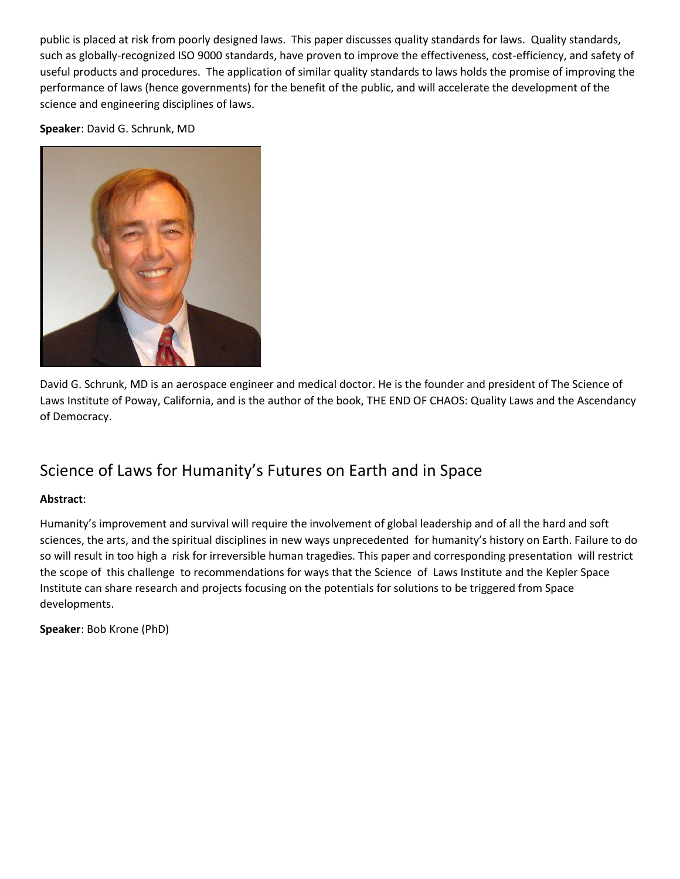public is placed at risk from poorly designed laws. This paper discusses quality standards for laws. Quality standards, such as globally-recognized ISO 9000 standards, have proven to improve the effectiveness, cost-efficiency, and safety of useful products and procedures. The application of similar quality standards to laws holds the promise of improving the performance of laws (hence governments) for the benefit of the public, and will accelerate the development of the science and engineering disciplines of laws.

**Speaker**: David G. Schrunk, MD

David G. Schrunk, MD is an aerospace engineer and medical doctor. He is the founder and president of The Science of Laws Institute of Poway, California, and is the author of the book, THE END OF CHAOS: Quality Laws and the Ascendancy of Democracy.

## Science of Laws for Humanity's Futures on Earth and in Space

**Abstract**:

Humanity's improvement and survival will require the involvement of global leadership and of all the hard and soft sciences, the arts, and the spiritual disciplines in new ways unprecedented for humanity's history on Earth. Failure to do so will result in too high a risk for irreversible human tragedies. This paper and corresponding presentation will restrict the scope of this challenge to recommendations for ways that the Science of Laws Institute and the Kepler Space Institute can share research and projects focusing on the potentials for solutions to be triggered from Space developments.

**Speaker**: Bob Krone (PhD)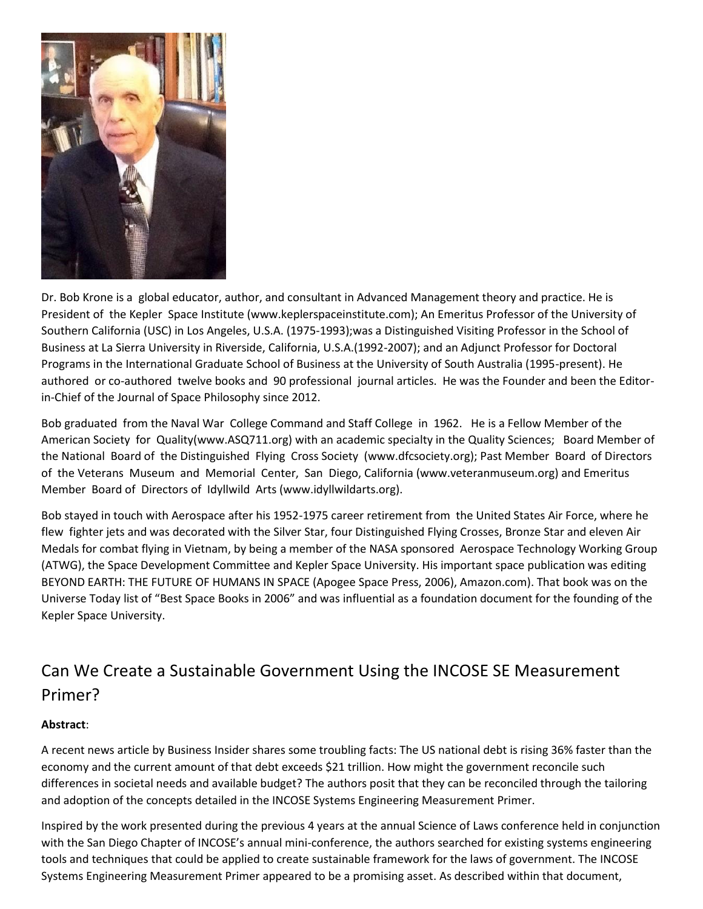Dr. Bob Krone is a global educator, author, and consultant in Advanced Management theory and practice. He is President of the Kepler Space Institute (www.keplerspaceinstitute.com); An Emeritus Professor of the University of Southern California (USC) in Los Angeles, U.S.A. (1975-1993);was a Distinguished Visiting Professor in the School of Business at La Sierra University in Riverside, California, U.S.A.(1992-2007); and an Adjunct Professor for Doctoral Programs in the International Graduate School of Business at the University of South Australia (1995-present). He authored or co-authored twelve books and 90 professional journal articles. He was the Founder and been the Editor-in-Chief of the Journal of Space Philosophy since 2012.

Bob graduated from the Naval War College Command and Staff College in 1962. He is a Fellow Member of the American Society for Quality(www.ASQ711.org) with an academic specialty in the Quality Sciences; Board Member of the National Board of the Distinguished Flying Cross Society (www.dfcsociety.org); Past Member Board of Directors of the Veterans Museum and Memorial Center, San Diego, California (www.veteranmuseum.org) and Emeritus Member Board of Directors of Idyllwild Arts (www.idyllwildarts.org).

Bob stayed in touch with Aerospace after his 1952-1975 career retirement from the United States Air Force, where he flew fighter jets and was decorated with the Silver Star, four Distinguished Flying Crosses, Bronze Star and eleven Air Medals for combat flying in Vietnam, by being a member of the NASA sponsored Aerospace Technology Working Group (ATWG), the Space Development Committee and Kepler Space University. His important space publication was editing BEYOND EARTH: THE FUTURE OF HUMANS IN SPACE (Apogee Space Press, 2006), Amazon.com). That book was on the Universe Today list of "Best Space Books in 2006" and was influential as a foundation document for the founding of the Kepler Space University.

## Can We Create a Sustainable Government Using the INCOSE SE Measurement Primer?

**Abstract**:

A recent news article by Business Insider shares some troubling facts: The US national debt is rising 36% faster than the economy and the current amount of that debt exceeds $21 trillion. How might the government reconcile such differences in societal needs and available budget? The authors posit that they can be reconciled through the tailoring and adoption of the concepts detailed in the INCOSE Systems Engineering Measurement Primer.

Inspired by the work presented during the previous 4 years at the annual Science of Laws conference held in conjunction with the San Diego Chapter of INCOSE's annual mini-conference, the authors searched for existing systems engineering tools and techniques that could be applied to create sustainable framework for the laws of government. The INCOSE Systems Engineering Measurement Primer appeared to be a promising asset. As described within that document,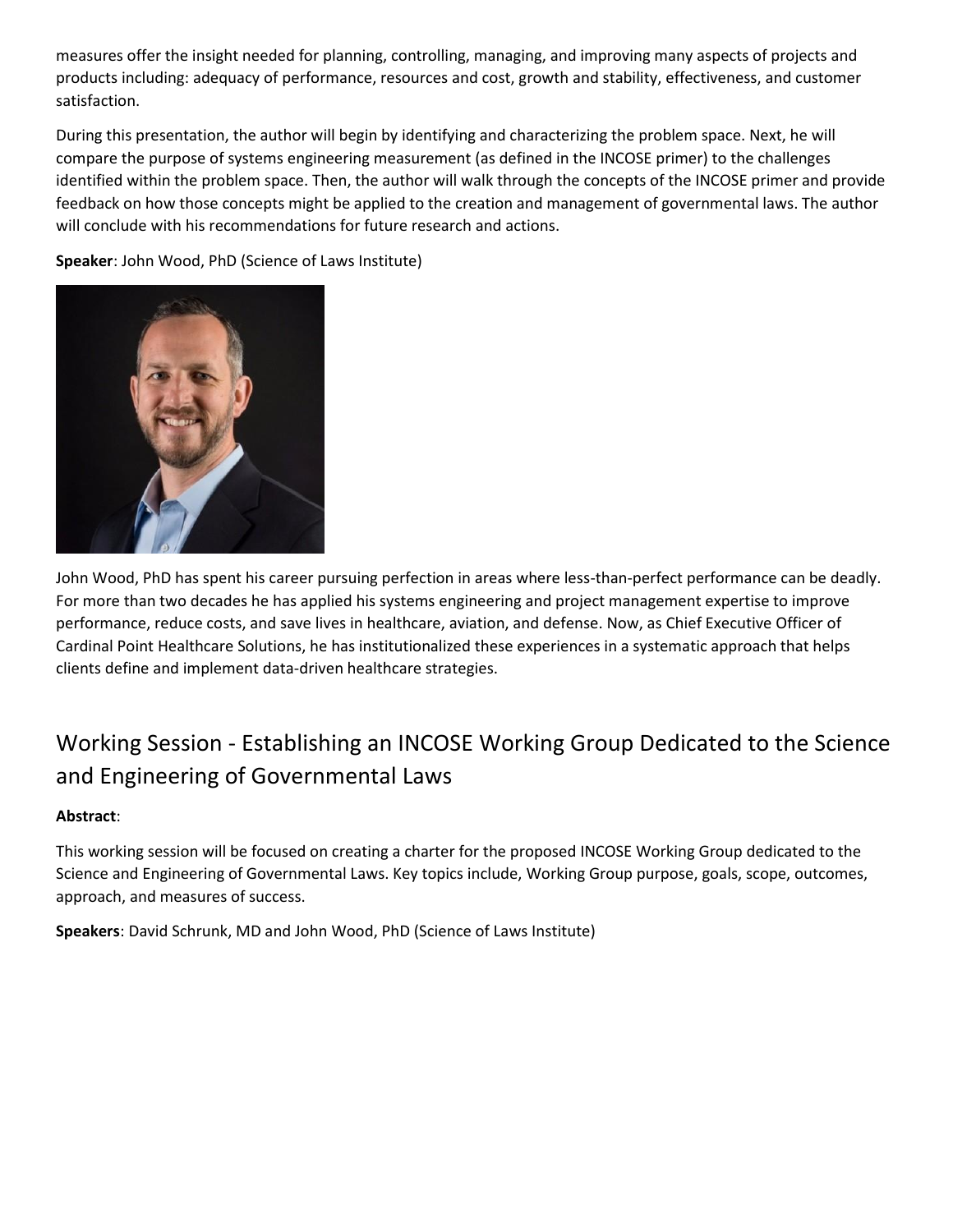measures offer the insight needed for planning, controlling, managing, and improving many aspects of projects and products including: adequacy of performance, resources and cost, growth and stability, effectiveness, and customer satisfaction.

During this presentation, the author will begin by identifying and characterizing the problem space. Next, he will compare the purpose of systems engineering measurement (as defined in the INCOSE primer) to the challenges identified within the problem space. Then, the author will walk through the concepts of the INCOSE primer and provide feedback on how those concepts might be applied to the creation and management of governmental laws. The author will conclude with his recommendations for future research and actions.

**Speaker**: John Wood, PhD (Science of Laws Institute)

John Wood, PhD has spent his career pursuing perfection in areas where less-than-perfect performance can be deadly. For more than two decades he has applied his systems engineering and project management expertise to improve performance, reduce costs, and save lives in healthcare, aviation, and defense. Now, as Chief Executive Officer of Cardinal Point Healthcare Solutions, he has institutionalized these experiences in a systematic approach that helps clients define and implement data-driven healthcare strategies.

## Working Session - Establishing an INCOSE Working Group Dedicated to the Science and Engineering of Governmental Laws

**Abstract**:

This working session will be focused on creating a charter for the proposed INCOSE Working Group dedicated to the Science and Engineering of Governmental Laws. Key topics include, Working Group purpose, goals, scope, outcomes, approach, and measures of success.

**Speakers**: David Schrunk, MD and John Wood, PhD (Science of Laws Institute)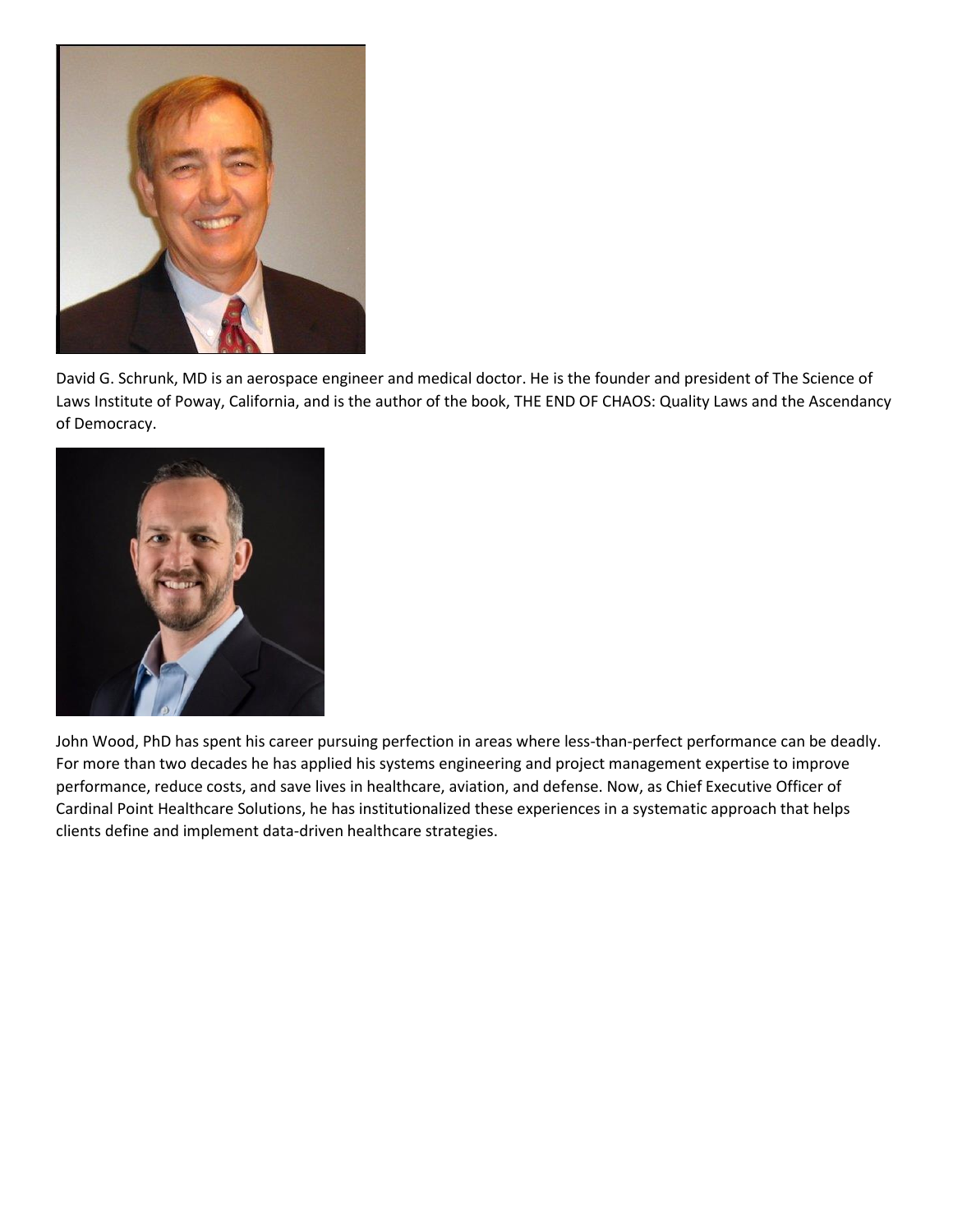David G. Schrunk, MD is an aerospace engineer and medical doctor. He is the founder and president of The Science of Laws Institute of Poway, California, and is the author of the book, THE END OF CHAOS: Quality Laws and the Ascendancy of Democracy.

John Wood, PhD has spent his career pursuing perfection in areas where less-than-perfect performance can be deadly. For more than two decades he has applied his systems engineering and project management expertise to improve performance, reduce costs, and save lives in healthcare, aviation, and defense. Now, as Chief Executive Officer of Cardinal Point Healthcare Solutions, he has institutionalized these experiences in a systematic approach that helps clients define and implement data-driven healthcare strategies.